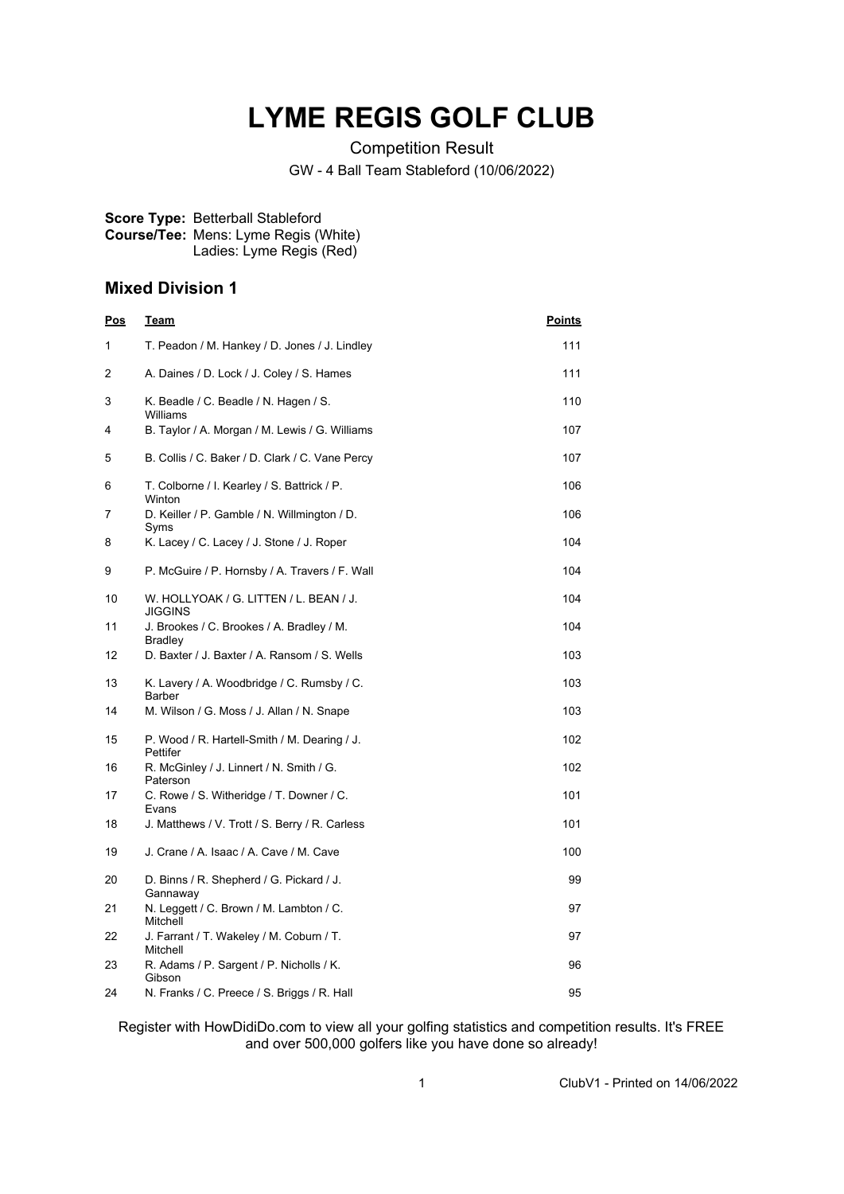# LYME REGIS GOLF CLUB

Competition Result

GW - 4 Ball Team Stableford (10/06/2022)

**Score Type:** Betterball Stableford
**Course/Tee:** Mens: Lyme Regis (White)
Ladies: Lyme Regis (Red)

## Mixed Division 1

| Pos | Team | Points |
|---|---|---|
| 1 | T. Peadon / M. Hankey / D. Jones / J. Lindley | 111 |
| 2 | A. Daines / D. Lock / J. Coley / S. Hames | 111 |
| 3 | K. Beadle / C. Beadle / N. Hagen / S. Williams | 110 |
| 4 | B. Taylor / A. Morgan / M. Lewis / G. Williams | 107 |
| 5 | B. Collis / C. Baker / D. Clark / C. Vane Percy | 107 |
| 6 | T. Colborne / I. Kearley / S. Battrick / P. Winton | 106 |
| 7 | D. Keiller / P. Gamble / N. Willmington / D. Syms | 106 |
| 8 | K. Lacey / C. Lacey / J. Stone / J. Roper | 104 |
| 9 | P. McGuire / P. Hornsby / A. Travers / F. Wall | 104 |
| 10 | W. HOLLYOAK / G. LITTEN / L. BEAN / J. JIGGINS | 104 |
| 11 | J. Brookes / C. Brookes / A. Bradley / M. Bradley | 104 |
| 12 | D. Baxter / J. Baxter / A. Ransom / S. Wells | 103 |
| 13 | K. Lavery / A. Woodbridge / C. Rumsby / C. Barber | 103 |
| 14 | M. Wilson / G. Moss / J. Allan / N. Snape | 103 |
| 15 | P. Wood / R. Hartell-Smith / M. Dearing / J. Pettifer | 102 |
| 16 | R. McGinley / J. Linnert / N. Smith / G. Paterson | 102 |
| 17 | C. Rowe / S. Witheridge / T. Downer / C. Evans | 101 |
| 18 | J. Matthews / V. Trott / S. Berry / R. Carless | 101 |
| 19 | J. Crane / A. Isaac / A. Cave / M. Cave | 100 |
| 20 | D. Binns / R. Shepherd / G. Pickard / J. Gannaway | 99 |
| 21 | N. Leggett / C. Brown / M. Lambton / C. Mitchell | 97 |
| 22 | J. Farrant / T. Wakeley / M. Coburn / T. Mitchell | 97 |
| 23 | R. Adams / P. Sargent / P. Nicholls / K. Gibson | 96 |
| 24 | N. Franks / C. Preece / S. Briggs / R. Hall | 95 |

Register with HowDidiDo.com to view all your golfing statistics and competition results. It's FREE and over 500,000 golfers like you have done so already!

ClubV1 - Printed on 14/06/2022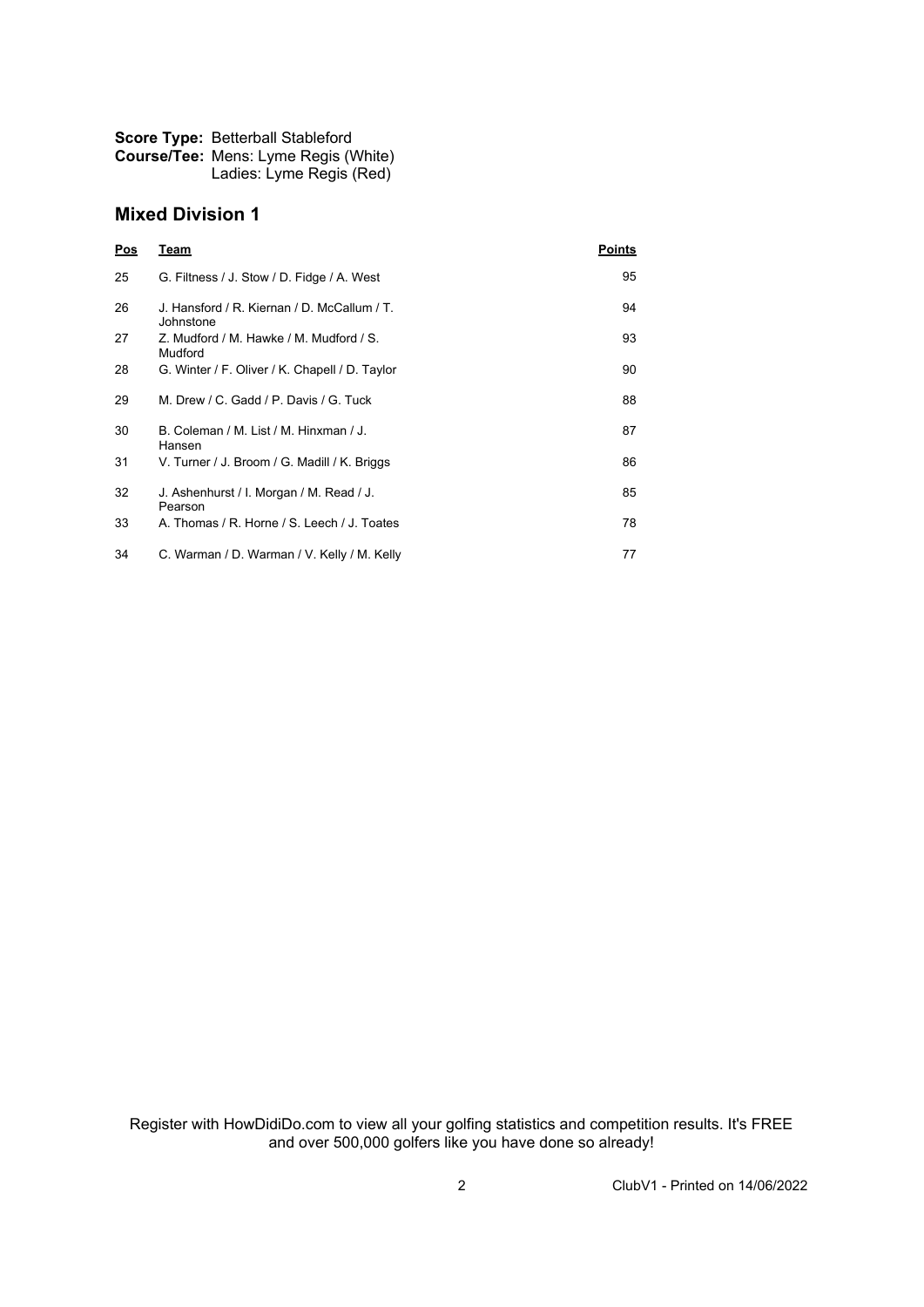**Score Type:** Betterball Stableford
**Course/Tee:** Mens: Lyme Regis (White)
Ladies: Lyme Regis (Red)

## Mixed Division 1

| Pos | Team | Points |
|---|---|---|
| 25 | G. Filtness / J. Stow / D. Fidge / A. West | 95 |
| 26 | J. Hansford / R. Kiernan / D. McCallum / T. Johnstone | 94 |
| 27 | Z. Mudford / M. Hawke / M. Mudford / S. Mudford | 93 |
| 28 | G. Winter / F. Oliver / K. Chapell / D. Taylor | 90 |
| 29 | M. Drew / C. Gadd / P. Davis / G. Tuck | 88 |
| 30 | B. Coleman / M. List / M. Hinxman / J. Hansen | 87 |
| 31 | V. Turner / J. Broom / G. Madill / K. Briggs | 86 |
| 32 | J. Ashenhurst / I. Morgan / M. Read / J. Pearson | 85 |
| 33 | A. Thomas / R. Horne / S. Leech / J. Toates | 78 |
| 34 | C. Warman / D. Warman / V. Kelly / M. Kelly | 77 |

Register with HowDidiDo.com to view all your golfing statistics and competition results. It's FREE and over 500,000 golfers like you have done so already!

ClubV1 - Printed on 14/06/2022